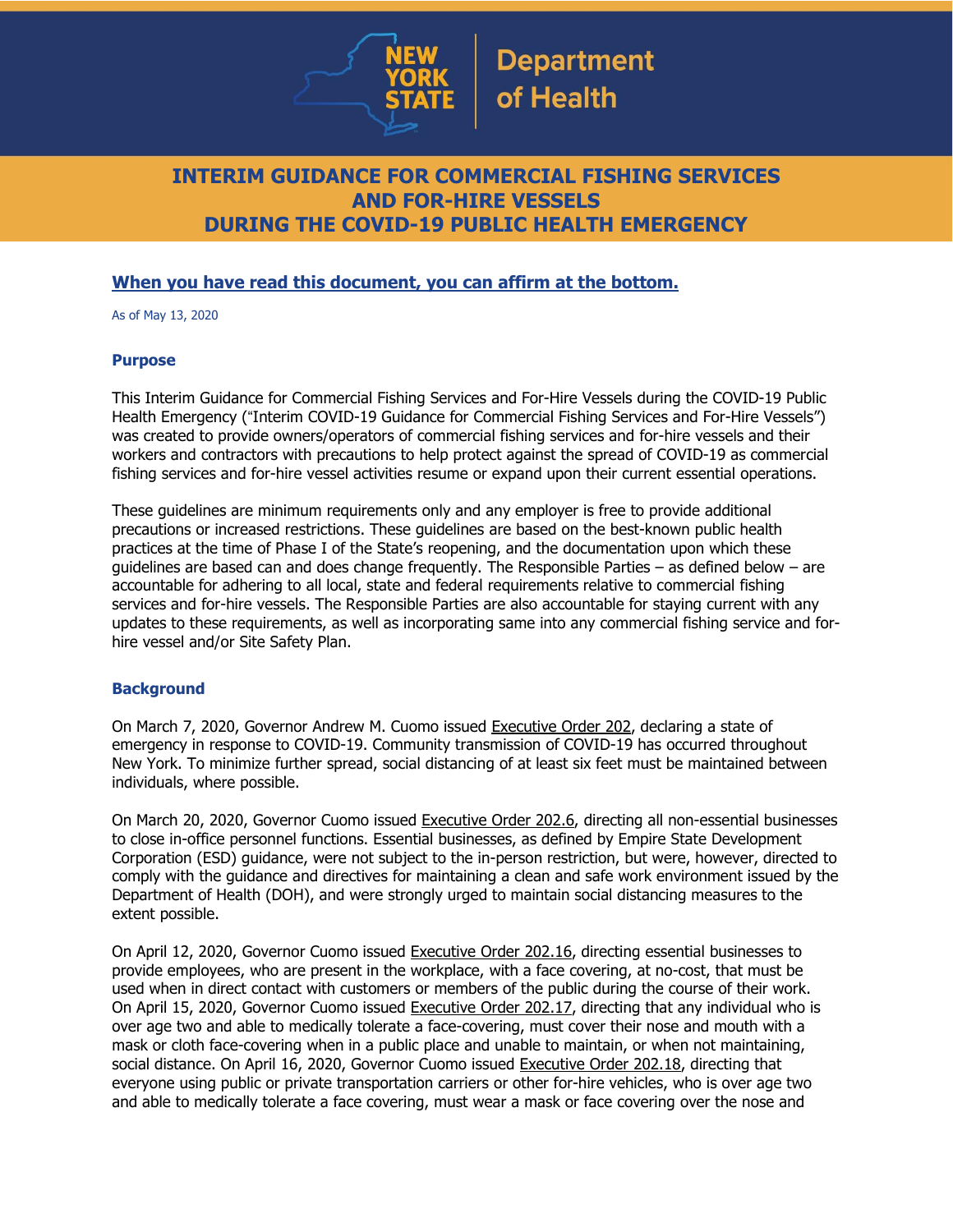New York State Department of Health

# INTERIM GUIDANCE FOR COMMERCIAL FISHING SERVICES AND FOR-HIRE VESSELS DURING THE COVID-19 PUBLIC HEALTH EMERGENCY

**When you have read this document, you can affirm at the bottom.**

As of May 13, 2020

### Purpose

This Interim Guidance for Commercial Fishing Services and For-Hire Vessels during the COVID-19 Public Health Emergency ("Interim COVID-19 Guidance for Commercial Fishing Services and For-Hire Vessels") was created to provide owners/operators of commercial fishing services and for-hire vessels and their workers and contractors with precautions to help protect against the spread of COVID-19 as commercial fishing services and for-hire vessel activities resume or expand upon their current essential operations.

These guidelines are minimum requirements only and any employer is free to provide additional precautions or increased restrictions. These guidelines are based on the best-known public health practices at the time of Phase I of the State's reopening, and the documentation upon which these guidelines are based can and does change frequently. The Responsible Parties – as defined below – are accountable for adhering to all local, state and federal requirements relative to commercial fishing services and for-hire vessels. The Responsible Parties are also accountable for staying current with any updates to these requirements, as well as incorporating same into any commercial fishing service and for-hire vessel and/or Site Safety Plan.

### Background

On March 7, 2020, Governor Andrew M. Cuomo issued Executive Order 202, declaring a state of emergency in response to COVID-19. Community transmission of COVID-19 has occurred throughout New York. To minimize further spread, social distancing of at least six feet must be maintained between individuals, where possible.

On March 20, 2020, Governor Cuomo issued Executive Order 202.6, directing all non-essential businesses to close in-office personnel functions. Essential businesses, as defined by Empire State Development Corporation (ESD) guidance, were not subject to the in-person restriction, but were, however, directed to comply with the guidance and directives for maintaining a clean and safe work environment issued by the Department of Health (DOH), and were strongly urged to maintain social distancing measures to the extent possible.

On April 12, 2020, Governor Cuomo issued Executive Order 202.16, directing essential businesses to provide employees, who are present in the workplace, with a face covering, at no-cost, that must be used when in direct contact with customers or members of the public during the course of their work. On April 15, 2020, Governor Cuomo issued Executive Order 202.17, directing that any individual who is over age two and able to medically tolerate a face-covering, must cover their nose and mouth with a mask or cloth face-covering when in a public place and unable to maintain, or when not maintaining, social distance. On April 16, 2020, Governor Cuomo issued Executive Order 202.18, directing that everyone using public or private transportation carriers or other for-hire vehicles, who is over age two and able to medically tolerate a face covering, must wear a mask or face covering over the nose and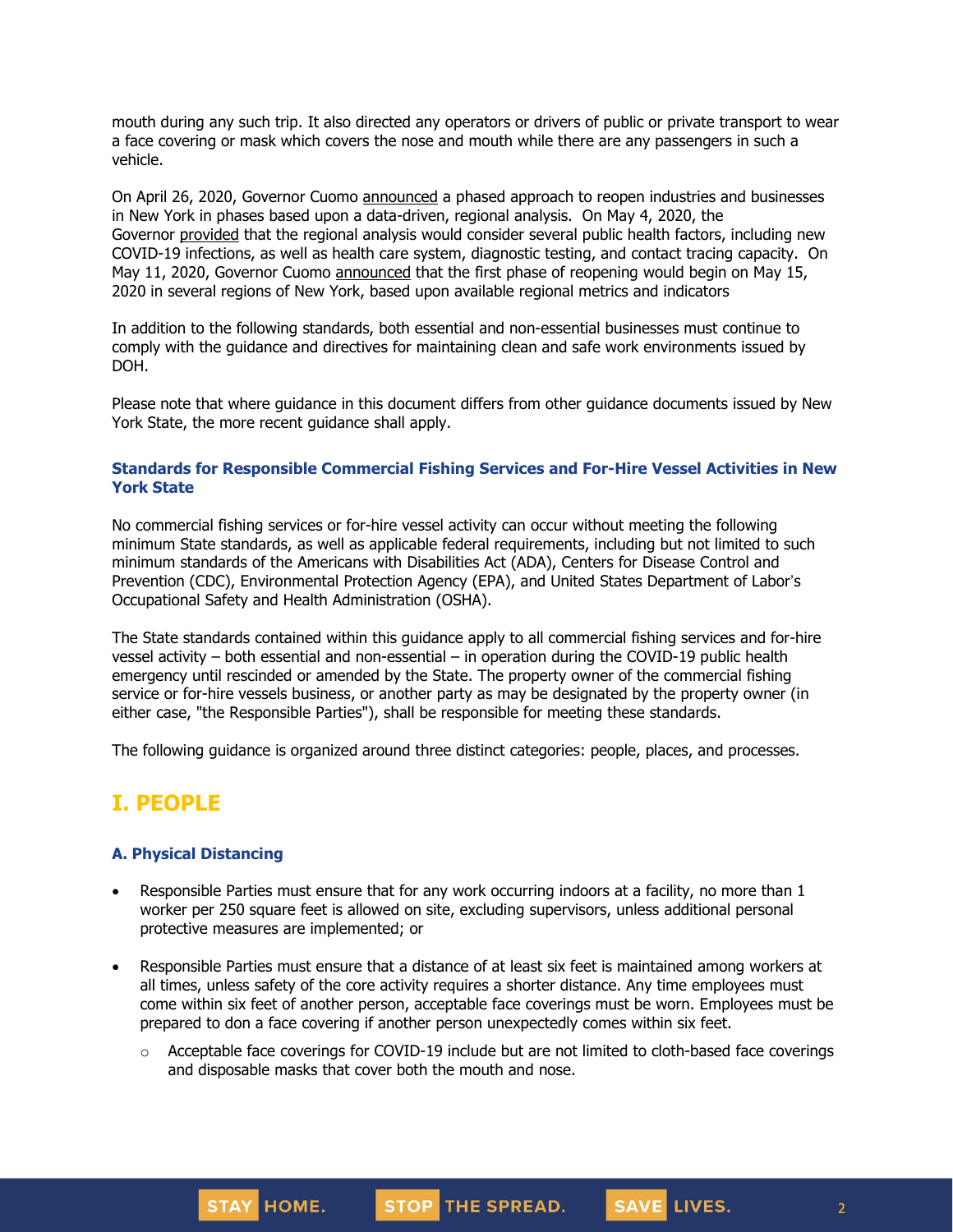mouth during any such trip. It also directed any operators or drivers of public or private transport to wear a face covering or mask which covers the nose and mouth while there are any passengers in such a vehicle.

On April 26, 2020, Governor Cuomo announced a phased approach to reopen industries and businesses in New York in phases based upon a data-driven, regional analysis. On May 4, 2020, the Governor provided that the regional analysis would consider several public health factors, including new COVID-19 infections, as well as health care system, diagnostic testing, and contact tracing capacity. On May 11, 2020, Governor Cuomo announced that the first phase of reopening would begin on May 15, 2020 in several regions of New York, based upon available regional metrics and indicators

In addition to the following standards, both essential and non-essential businesses must continue to comply with the guidance and directives for maintaining clean and safe work environments issued by DOH.

Please note that where guidance in this document differs from other guidance documents issued by New York State, the more recent guidance shall apply.

### Standards for Responsible Commercial Fishing Services and For-Hire Vessel Activities in New York State

No commercial fishing services or for-hire vessel activity can occur without meeting the following minimum State standards, as well as applicable federal requirements, including but not limited to such minimum standards of the Americans with Disabilities Act (ADA), Centers for Disease Control and Prevention (CDC), Environmental Protection Agency (EPA), and United States Department of Labor's Occupational Safety and Health Administration (OSHA).

The State standards contained within this guidance apply to all commercial fishing services and for-hire vessel activity – both essential and non-essential – in operation during the COVID-19 public health emergency until rescinded or amended by the State. The property owner of the commercial fishing service or for-hire vessels business, or another party as may be designated by the property owner (in either case, "the Responsible Parties"), shall be responsible for meeting these standards.

The following guidance is organized around three distinct categories: people, places, and processes.

## I. PEOPLE

### A. Physical Distancing

- Responsible Parties must ensure that for any work occurring indoors at a facility, no more than 1 worker per 250 square feet is allowed on site, excluding supervisors, unless additional personal protective measures are implemented; or

- Responsible Parties must ensure that a distance of at least six feet is maintained among workers at all times, unless safety of the core activity requires a shorter distance. Any time employees must come within six feet of another person, acceptable face coverings must be worn. Employees must be prepared to don a face covering if another person unexpectedly comes within six feet.
  - Acceptable face coverings for COVID-19 include but are not limited to cloth-based face coverings and disposable masks that cover both the mouth and nose.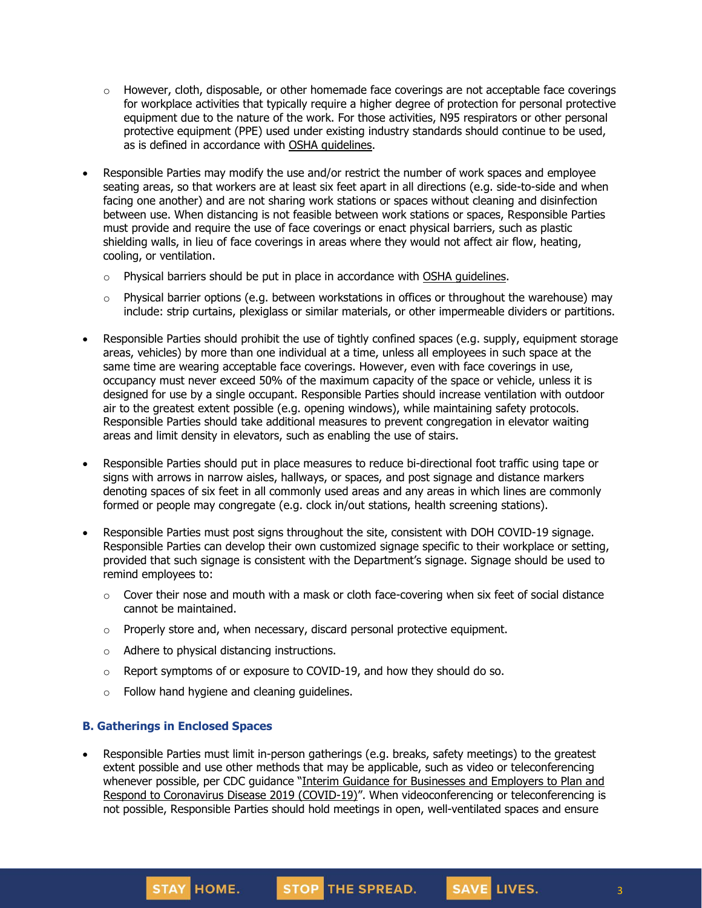- However, cloth, disposable, or other homemade face coverings are not acceptable face coverings for workplace activities that typically require a higher degree of protection for personal protective equipment due to the nature of the work. For those activities, N95 respirators or other personal protective equipment (PPE) used under existing industry standards should continue to be used, as is defined in accordance with OSHA guidelines.

- Responsible Parties may modify the use and/or restrict the number of work spaces and employee seating areas, so that workers are at least six feet apart in all directions (e.g. side-to-side and when facing one another) and are not sharing work stations or spaces without cleaning and disinfection between use. When distancing is not feasible between work stations or spaces, Responsible Parties must provide and require the use of face coverings or enact physical barriers, such as plastic shielding walls, in lieu of face coverings in areas where they would not affect air flow, heating, cooling, or ventilation.
  - Physical barriers should be put in place in accordance with OSHA guidelines.
  - Physical barrier options (e.g. between workstations in offices or throughout the warehouse) may include: strip curtains, plexiglass or similar materials, or other impermeable dividers or partitions.

- Responsible Parties should prohibit the use of tightly confined spaces (e.g. supply, equipment storage areas, vehicles) by more than one individual at a time, unless all employees in such space at the same time are wearing acceptable face coverings. However, even with face coverings in use, occupancy must never exceed 50% of the maximum capacity of the space or vehicle, unless it is designed for use by a single occupant. Responsible Parties should increase ventilation with outdoor air to the greatest extent possible (e.g. opening windows), while maintaining safety protocols. Responsible Parties should take additional measures to prevent congregation in elevator waiting areas and limit density in elevators, such as enabling the use of stairs.

- Responsible Parties should put in place measures to reduce bi-directional foot traffic using tape or signs with arrows in narrow aisles, hallways, or spaces, and post signage and distance markers denoting spaces of six feet in all commonly used areas and any areas in which lines are commonly formed or people may congregate (e.g. clock in/out stations, health screening stations).

- Responsible Parties must post signs throughout the site, consistent with DOH COVID-19 signage. Responsible Parties can develop their own customized signage specific to their workplace or setting, provided that such signage is consistent with the Department's signage. Signage should be used to remind employees to:
  - Cover their nose and mouth with a mask or cloth face-covering when six feet of social distance cannot be maintained.
  - Properly store and, when necessary, discard personal protective equipment.
  - Adhere to physical distancing instructions.
  - Report symptoms of or exposure to COVID-19, and how they should do so.
  - Follow hand hygiene and cleaning guidelines.

### B. Gatherings in Enclosed Spaces

- Responsible Parties must limit in-person gatherings (e.g. breaks, safety meetings) to the greatest extent possible and use other methods that may be applicable, such as video or teleconferencing whenever possible, per CDC guidance "Interim Guidance for Businesses and Employers to Plan and Respond to Coronavirus Disease 2019 (COVID-19)". When videoconferencing or teleconferencing is not possible, Responsible Parties should hold meetings in open, well-ventilated spaces and ensure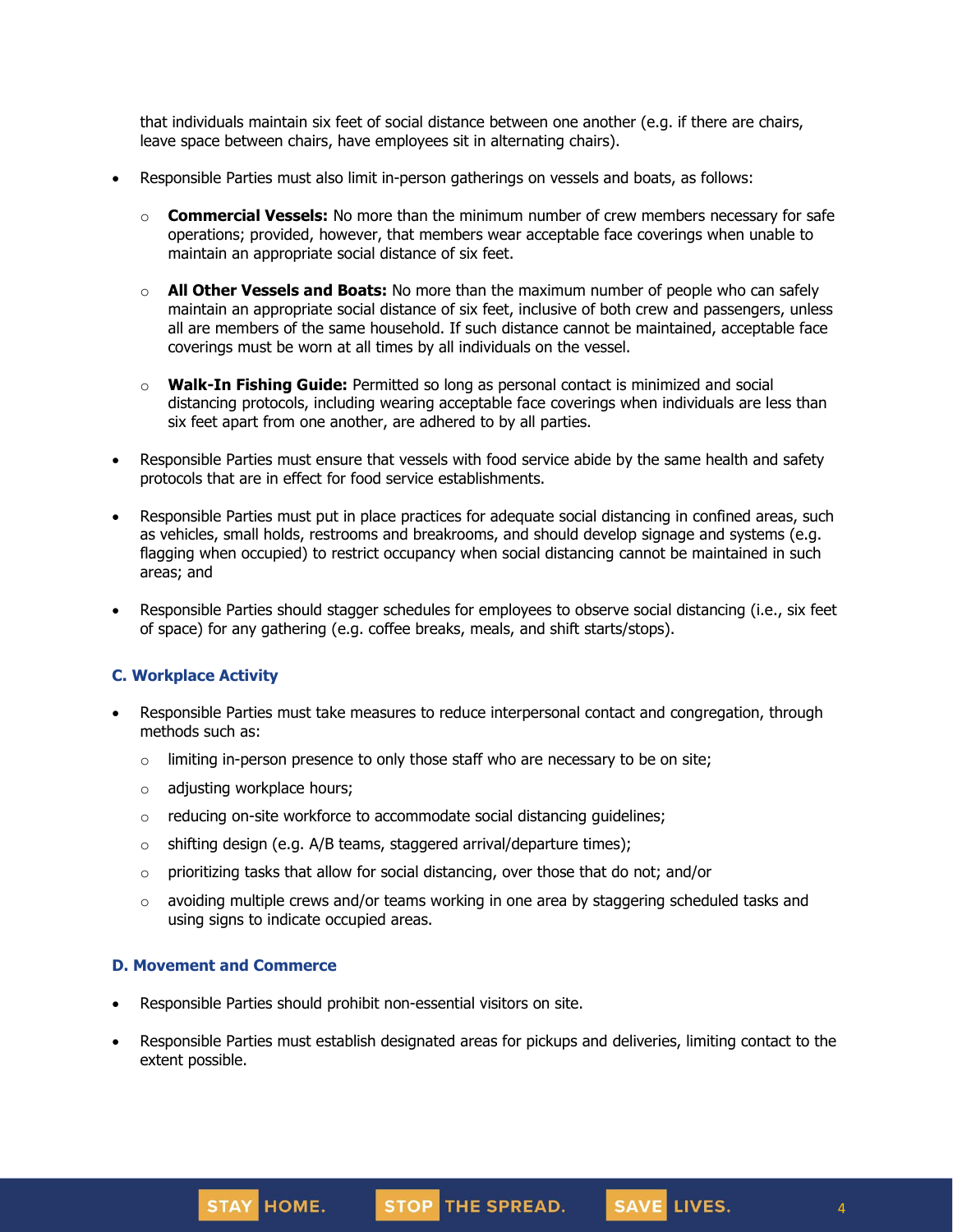that individuals maintain six feet of social distance between one another (e.g. if there are chairs, leave space between chairs, have employees sit in alternating chairs).

- Responsible Parties must also limit in-person gatherings on vessels and boats, as follows:
  - **Commercial Vessels:** No more than the minimum number of crew members necessary for safe operations; provided, however, that members wear acceptable face coverings when unable to maintain an appropriate social distance of six feet.
  - **All Other Vessels and Boats:** No more than the maximum number of people who can safely maintain an appropriate social distance of six feet, inclusive of both crew and passengers, unless all are members of the same household. If such distance cannot be maintained, acceptable face coverings must be worn at all times by all individuals on the vessel.
  - **Walk-In Fishing Guide:** Permitted so long as personal contact is minimized and social distancing protocols, including wearing acceptable face coverings when individuals are less than six feet apart from one another, are adhered to by all parties.
- Responsible Parties must ensure that vessels with food service abide by the same health and safety protocols that are in effect for food service establishments.
- Responsible Parties must put in place practices for adequate social distancing in confined areas, such as vehicles, small holds, restrooms and breakrooms, and should develop signage and systems (e.g. flagging when occupied) to restrict occupancy when social distancing cannot be maintained in such areas; and
- Responsible Parties should stagger schedules for employees to observe social distancing (i.e., six feet of space) for any gathering (e.g. coffee breaks, meals, and shift starts/stops).

### C. Workplace Activity

- Responsible Parties must take measures to reduce interpersonal contact and congregation, through methods such as:
  - limiting in-person presence to only those staff who are necessary to be on site;
  - adjusting workplace hours;
  - reducing on-site workforce to accommodate social distancing guidelines;
  - shifting design (e.g. A/B teams, staggered arrival/departure times);
  - prioritizing tasks that allow for social distancing, over those that do not; and/or
  - avoiding multiple crews and/or teams working in one area by staggering scheduled tasks and using signs to indicate occupied areas.

### D. Movement and Commerce

- Responsible Parties should prohibit non-essential visitors on site.
- Responsible Parties must establish designated areas for pickups and deliveries, limiting contact to the extent possible.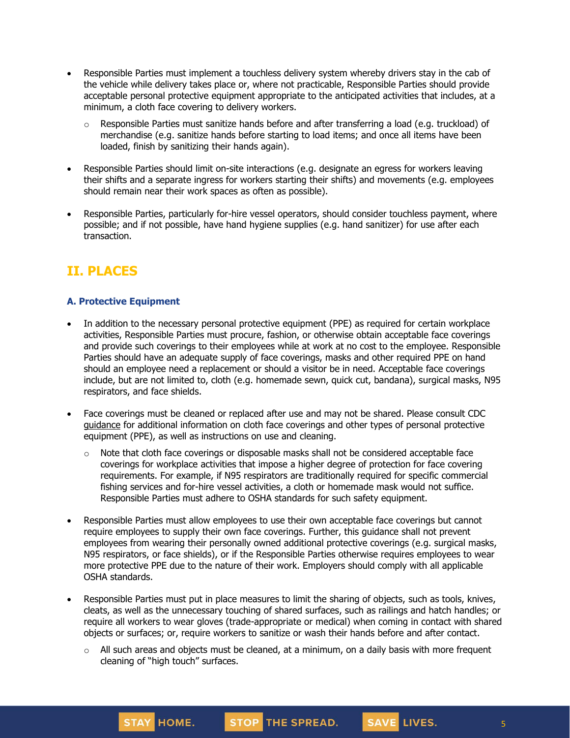- Responsible Parties must implement a touchless delivery system whereby drivers stay in the cab of the vehicle while delivery takes place or, where not practicable, Responsible Parties should provide acceptable personal protective equipment appropriate to the anticipated activities that includes, at a minimum, a cloth face covering to delivery workers.
  - Responsible Parties must sanitize hands before and after transferring a load (e.g. truckload) of merchandise (e.g. sanitize hands before starting to load items; and once all items have been loaded, finish by sanitizing their hands again).
- Responsible Parties should limit on-site interactions (e.g. designate an egress for workers leaving their shifts and a separate ingress for workers starting their shifts) and movements (e.g. employees should remain near their work spaces as often as possible).
- Responsible Parties, particularly for-hire vessel operators, should consider touchless payment, where possible; and if not possible, have hand hygiene supplies (e.g. hand sanitizer) for use after each transaction.

## II. PLACES

### A. Protective Equipment

- In addition to the necessary personal protective equipment (PPE) as required for certain workplace activities, Responsible Parties must procure, fashion, or otherwise obtain acceptable face coverings and provide such coverings to their employees while at work at no cost to the employee. Responsible Parties should have an adequate supply of face coverings, masks and other required PPE on hand should an employee need a replacement or should a visitor be in need. Acceptable face coverings include, but are not limited to, cloth (e.g. homemade sewn, quick cut, bandana), surgical masks, N95 respirators, and face shields.
- Face coverings must be cleaned or replaced after use and may not be shared. Please consult CDC guidance for additional information on cloth face coverings and other types of personal protective equipment (PPE), as well as instructions on use and cleaning.
  - Note that cloth face coverings or disposable masks shall not be considered acceptable face coverings for workplace activities that impose a higher degree of protection for face covering requirements. For example, if N95 respirators are traditionally required for specific commercial fishing services and for-hire vessel activities, a cloth or homemade mask would not suffice. Responsible Parties must adhere to OSHA standards for such safety equipment.
- Responsible Parties must allow employees to use their own acceptable face coverings but cannot require employees to supply their own face coverings. Further, this guidance shall not prevent employees from wearing their personally owned additional protective coverings (e.g. surgical masks, N95 respirators, or face shields), or if the Responsible Parties otherwise requires employees to wear more protective PPE due to the nature of their work. Employers should comply with all applicable OSHA standards.
- Responsible Parties must put in place measures to limit the sharing of objects, such as tools, knives, cleats, as well as the unnecessary touching of shared surfaces, such as railings and hatch handles; or require all workers to wear gloves (trade-appropriate or medical) when coming in contact with shared objects or surfaces; or, require workers to sanitize or wash their hands before and after contact.
  - All such areas and objects must be cleaned, at a minimum, on a daily basis with more frequent cleaning of "high touch" surfaces.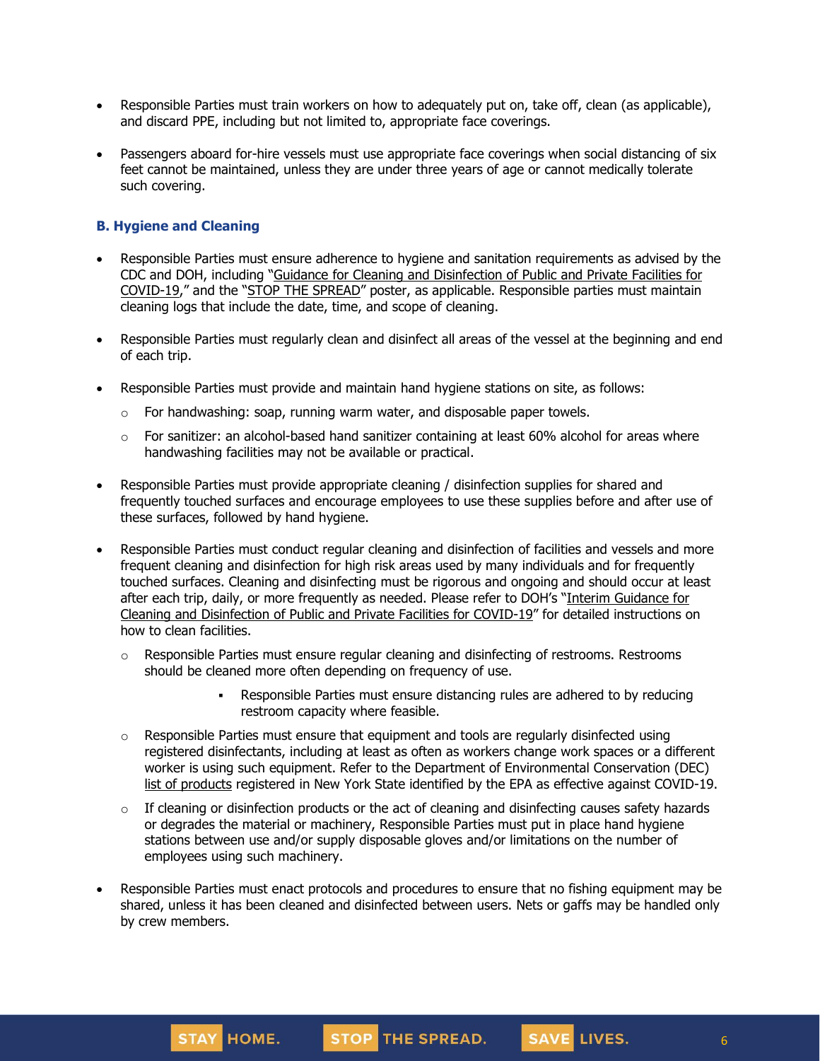- Responsible Parties must train workers on how to adequately put on, take off, clean (as applicable), and discard PPE, including but not limited to, appropriate face coverings.
- Passengers aboard for-hire vessels must use appropriate face coverings when social distancing of six feet cannot be maintained, unless they are under three years of age or cannot medically tolerate such covering.

### B. Hygiene and Cleaning

- Responsible Parties must ensure adherence to hygiene and sanitation requirements as advised by the CDC and DOH, including "Guidance for Cleaning and Disinfection of Public and Private Facilities for COVID-19," and the "STOP THE SPREAD" poster, as applicable. Responsible parties must maintain cleaning logs that include the date, time, and scope of cleaning.
- Responsible Parties must regularly clean and disinfect all areas of the vessel at the beginning and end of each trip.
- Responsible Parties must provide and maintain hand hygiene stations on site, as follows:
  - For handwashing: soap, running warm water, and disposable paper towels.
  - For sanitizer: an alcohol-based hand sanitizer containing at least 60% alcohol for areas where handwashing facilities may not be available or practical.
- Responsible Parties must provide appropriate cleaning / disinfection supplies for shared and frequently touched surfaces and encourage employees to use these supplies before and after use of these surfaces, followed by hand hygiene.
- Responsible Parties must conduct regular cleaning and disinfection of facilities and vessels and more frequent cleaning and disinfection for high risk areas used by many individuals and for frequently touched surfaces. Cleaning and disinfecting must be rigorous and ongoing and should occur at least after each trip, daily, or more frequently as needed. Please refer to DOH's "Interim Guidance for Cleaning and Disinfection of Public and Private Facilities for COVID-19" for detailed instructions on how to clean facilities.
  - Responsible Parties must ensure regular cleaning and disinfecting of restrooms. Restrooms should be cleaned more often depending on frequency of use.
    - Responsible Parties must ensure distancing rules are adhered to by reducing restroom capacity where feasible.
  - Responsible Parties must ensure that equipment and tools are regularly disinfected using registered disinfectants, including at least as often as workers change work spaces or a different worker is using such equipment. Refer to the Department of Environmental Conservation (DEC) list of products registered in New York State identified by the EPA as effective against COVID-19.
  - If cleaning or disinfection products or the act of cleaning and disinfecting causes safety hazards or degrades the material or machinery, Responsible Parties must put in place hand hygiene stations between use and/or supply disposable gloves and/or limitations on the number of employees using such machinery.
- Responsible Parties must enact protocols and procedures to ensure that no fishing equipment may be shared, unless it has been cleaned and disinfected between users. Nets or gaffs may be handled only by crew members.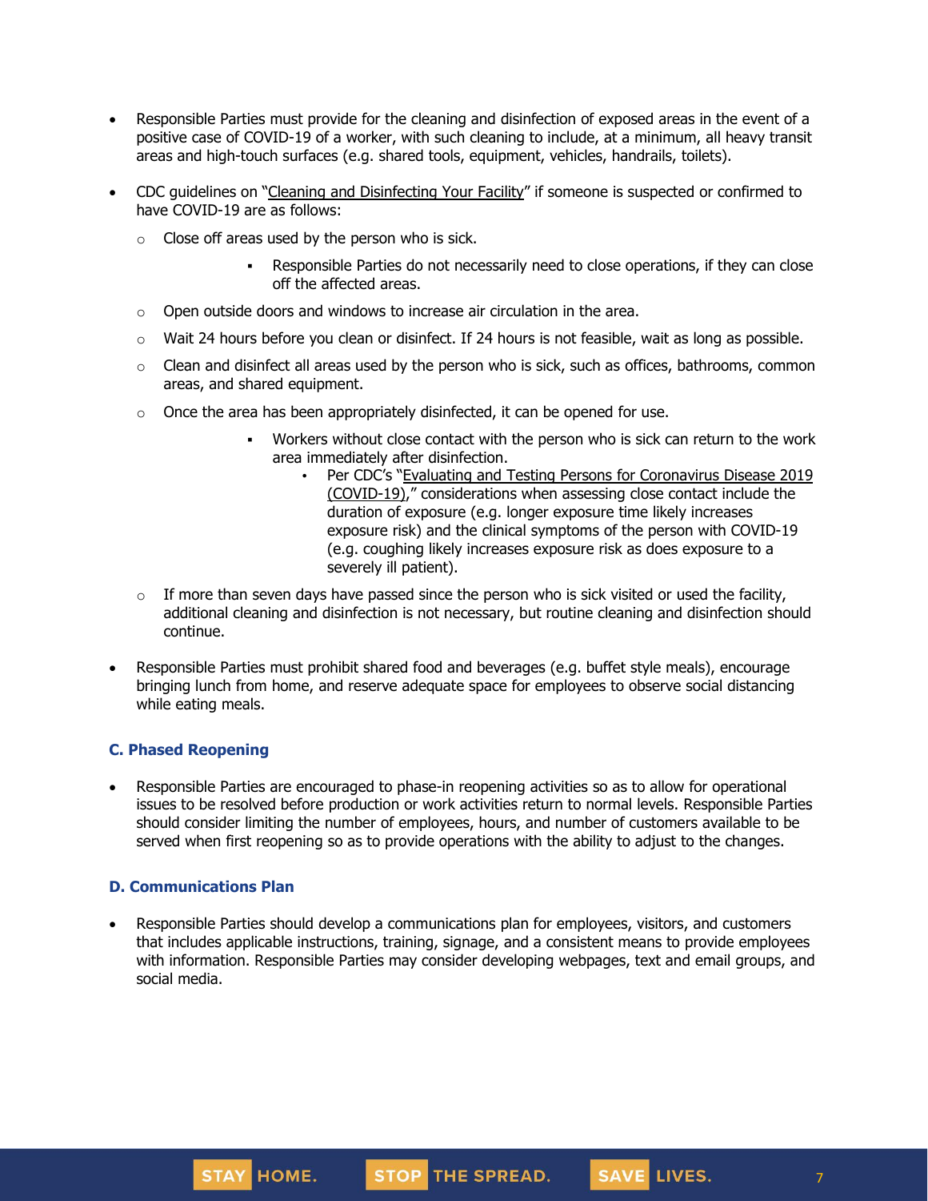- Responsible Parties must provide for the cleaning and disinfection of exposed areas in the event of a positive case of COVID-19 of a worker, with such cleaning to include, at a minimum, all heavy transit areas and high-touch surfaces (e.g. shared tools, equipment, vehicles, handrails, toilets).
- CDC guidelines on "Cleaning and Disinfecting Your Facility" if someone is suspected or confirmed to have COVID-19 are as follows:
  - Close off areas used by the person who is sick.
    - Responsible Parties do not necessarily need to close operations, if they can close off the affected areas.
  - Open outside doors and windows to increase air circulation in the area.
  - Wait 24 hours before you clean or disinfect. If 24 hours is not feasible, wait as long as possible.
  - Clean and disinfect all areas used by the person who is sick, such as offices, bathrooms, common areas, and shared equipment.
  - Once the area has been appropriately disinfected, it can be opened for use.
    - Workers without close contact with the person who is sick can return to the work area immediately after disinfection.
      - Per CDC's "Evaluating and Testing Persons for Coronavirus Disease 2019 (COVID-19)," considerations when assessing close contact include the duration of exposure (e.g. longer exposure time likely increases exposure risk) and the clinical symptoms of the person with COVID-19 (e.g. coughing likely increases exposure risk as does exposure to a severely ill patient).
  - If more than seven days have passed since the person who is sick visited or used the facility, additional cleaning and disinfection is not necessary, but routine cleaning and disinfection should continue.
- Responsible Parties must prohibit shared food and beverages (e.g. buffet style meals), encourage bringing lunch from home, and reserve adequate space for employees to observe social distancing while eating meals.

### C. Phased Reopening

- Responsible Parties are encouraged to phase-in reopening activities so as to allow for operational issues to be resolved before production or work activities return to normal levels. Responsible Parties should consider limiting the number of employees, hours, and number of customers available to be served when first reopening so as to provide operations with the ability to adjust to the changes.

### D. Communications Plan

- Responsible Parties should develop a communications plan for employees, visitors, and customers that includes applicable instructions, training, signage, and a consistent means to provide employees with information. Responsible Parties may consider developing webpages, text and email groups, and social media.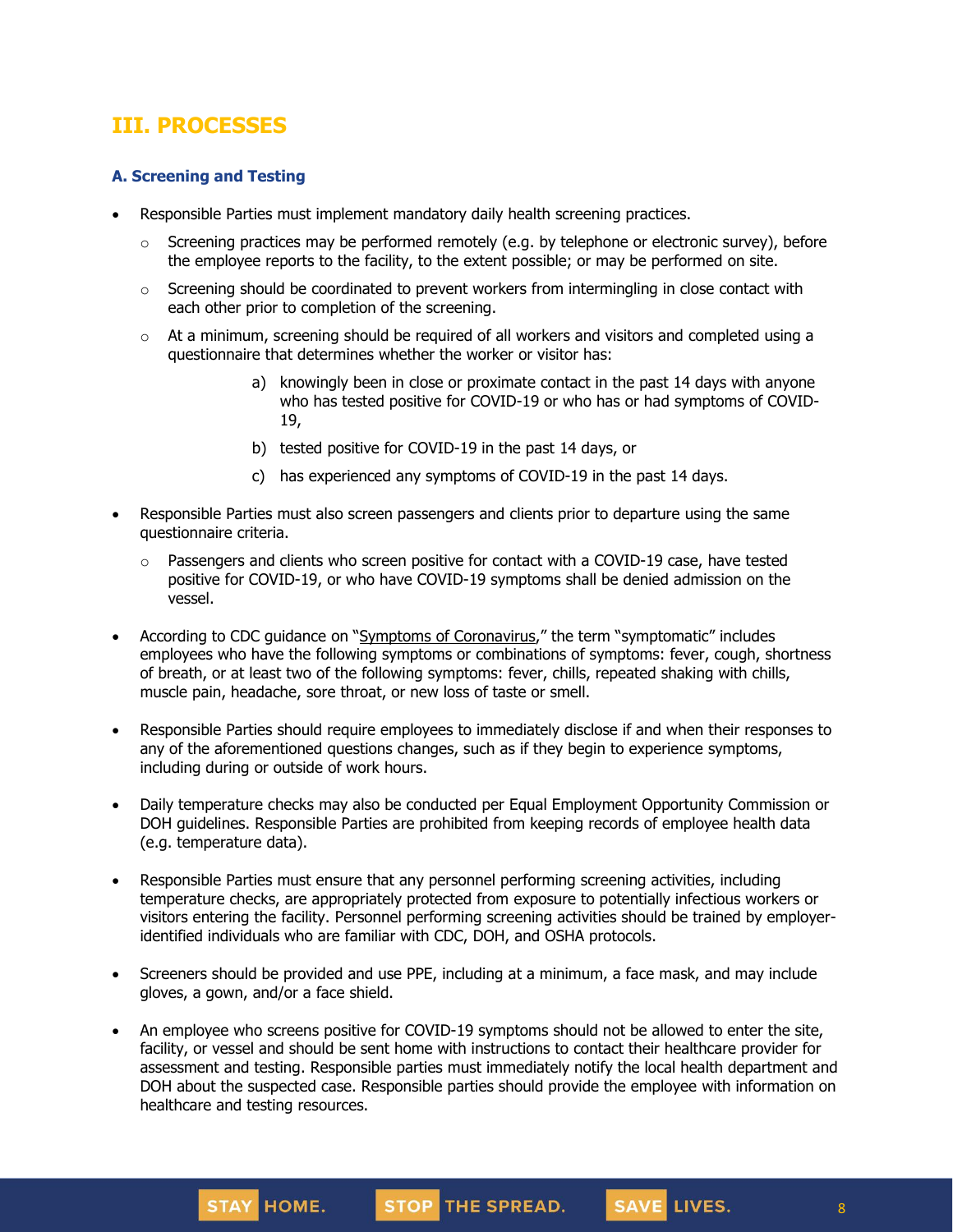## III. PROCESSES

### A. Screening and Testing

- Responsible Parties must implement mandatory daily health screening practices.
  - Screening practices may be performed remotely (e.g. by telephone or electronic survey), before the employee reports to the facility, to the extent possible; or may be performed on site.
  - Screening should be coordinated to prevent workers from intermingling in close contact with each other prior to completion of the screening.
  - At a minimum, screening should be required of all workers and visitors and completed using a questionnaire that determines whether the worker or visitor has:
    - a) knowingly been in close or proximate contact in the past 14 days with anyone who has tested positive for COVID-19 or who has or had symptoms of COVID-19,
    - b) tested positive for COVID-19 in the past 14 days, or
    - c) has experienced any symptoms of COVID-19 in the past 14 days.
- Responsible Parties must also screen passengers and clients prior to departure using the same questionnaire criteria.
  - Passengers and clients who screen positive for contact with a COVID-19 case, have tested positive for COVID-19, or who have COVID-19 symptoms shall be denied admission on the vessel.
- According to CDC guidance on "Symptoms of Coronavirus," the term "symptomatic" includes employees who have the following symptoms or combinations of symptoms: fever, cough, shortness of breath, or at least two of the following symptoms: fever, chills, repeated shaking with chills, muscle pain, headache, sore throat, or new loss of taste or smell.
- Responsible Parties should require employees to immediately disclose if and when their responses to any of the aforementioned questions changes, such as if they begin to experience symptoms, including during or outside of work hours.
- Daily temperature checks may also be conducted per Equal Employment Opportunity Commission or DOH guidelines. Responsible Parties are prohibited from keeping records of employee health data (e.g. temperature data).
- Responsible Parties must ensure that any personnel performing screening activities, including temperature checks, are appropriately protected from exposure to potentially infectious workers or visitors entering the facility. Personnel performing screening activities should be trained by employer-identified individuals who are familiar with CDC, DOH, and OSHA protocols.
- Screeners should be provided and use PPE, including at a minimum, a face mask, and may include gloves, a gown, and/or a face shield.
- An employee who screens positive for COVID-19 symptoms should not be allowed to enter the site, facility, or vessel and should be sent home with instructions to contact their healthcare provider for assessment and testing. Responsible parties must immediately notify the local health department and DOH about the suspected case. Responsible parties should provide the employee with information on healthcare and testing resources.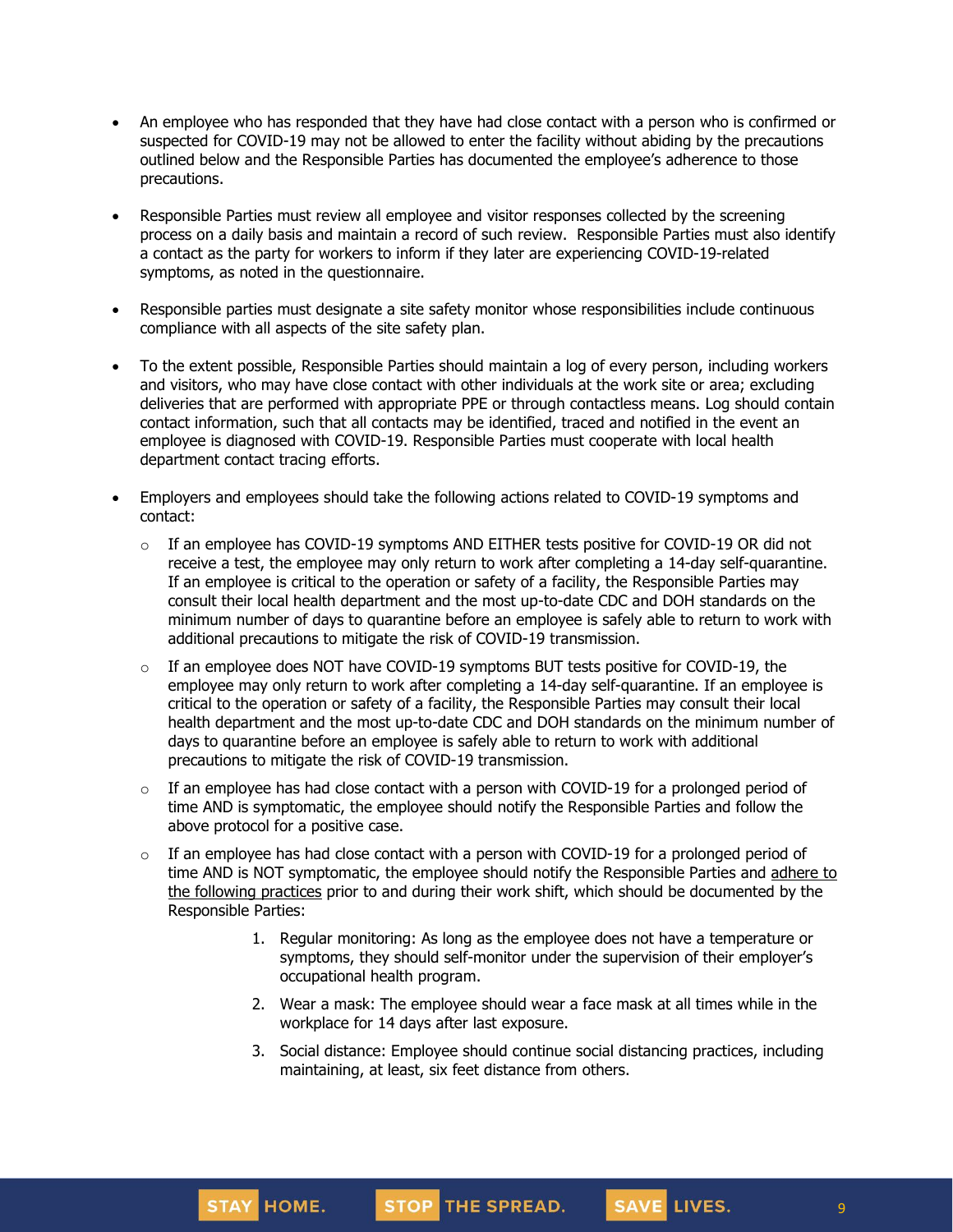- An employee who has responded that they have had close contact with a person who is confirmed or suspected for COVID-19 may not be allowed to enter the facility without abiding by the precautions outlined below and the Responsible Parties has documented the employee's adherence to those precautions.

- Responsible Parties must review all employee and visitor responses collected by the screening process on a daily basis and maintain a record of such review. Responsible Parties must also identify a contact as the party for workers to inform if they later are experiencing COVID-19-related symptoms, as noted in the questionnaire.

- Responsible parties must designate a site safety monitor whose responsibilities include continuous compliance with all aspects of the site safety plan.

- To the extent possible, Responsible Parties should maintain a log of every person, including workers and visitors, who may have close contact with other individuals at the work site or area; excluding deliveries that are performed with appropriate PPE or through contactless means. Log should contain contact information, such that all contacts may be identified, traced and notified in the event an employee is diagnosed with COVID-19. Responsible Parties must cooperate with local health department contact tracing efforts.

- Employers and employees should take the following actions related to COVID-19 symptoms and contact:
  - If an employee has COVID-19 symptoms AND EITHER tests positive for COVID-19 OR did not receive a test, the employee may only return to work after completing a 14-day self-quarantine. If an employee is critical to the operation or safety of a facility, the Responsible Parties may consult their local health department and the most up-to-date CDC and DOH standards on the minimum number of days to quarantine before an employee is safely able to return to work with additional precautions to mitigate the risk of COVID-19 transmission.
  - If an employee does NOT have COVID-19 symptoms BUT tests positive for COVID-19, the employee may only return to work after completing a 14-day self-quarantine. If an employee is critical to the operation or safety of a facility, the Responsible Parties may consult their local health department and the most up-to-date CDC and DOH standards on the minimum number of days to quarantine before an employee is safely able to return to work with additional precautions to mitigate the risk of COVID-19 transmission.
  - If an employee has had close contact with a person with COVID-19 for a prolonged period of time AND is symptomatic, the employee should notify the Responsible Parties and follow the above protocol for a positive case.
  - If an employee has had close contact with a person with COVID-19 for a prolonged period of time AND is NOT symptomatic, the employee should notify the Responsible Parties and adhere to the following practices prior to and during their work shift, which should be documented by the Responsible Parties:
    1. Regular monitoring: As long as the employee does not have a temperature or symptoms, they should self-monitor under the supervision of their employer's occupational health program.
    2. Wear a mask: The employee should wear a face mask at all times while in the workplace for 14 days after last exposure.
    3. Social distance: Employee should continue social distancing practices, including maintaining, at least, six feet distance from others.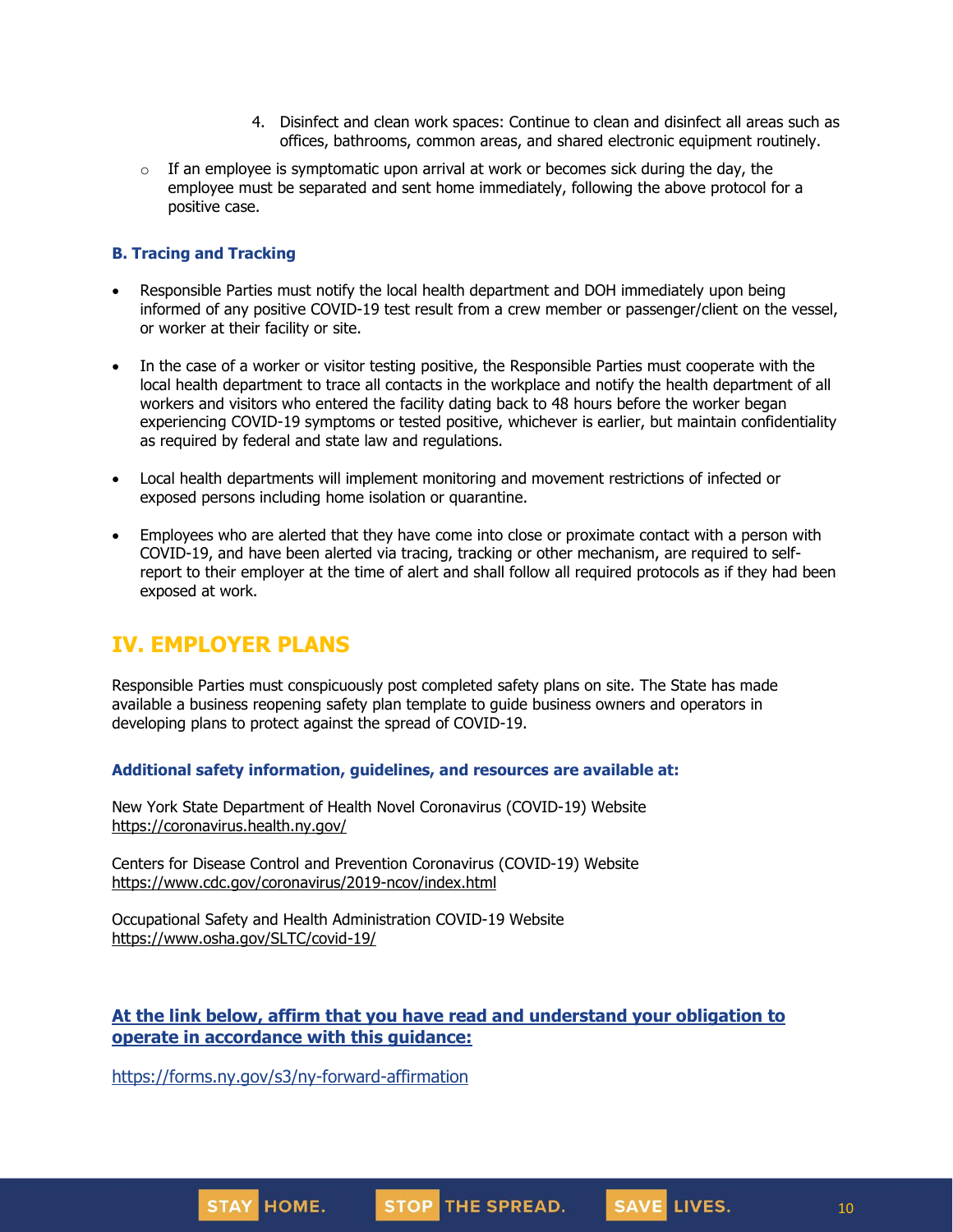4. Disinfect and clean work spaces: Continue to clean and disinfect all areas such as offices, bathrooms, common areas, and shared electronic equipment routinely.

- If an employee is symptomatic upon arrival at work or becomes sick during the day, the employee must be separated and sent home immediately, following the above protocol for a positive case.

### B. Tracing and Tracking

- Responsible Parties must notify the local health department and DOH immediately upon being informed of any positive COVID-19 test result from a crew member or passenger/client on the vessel, or worker at their facility or site.
- In the case of a worker or visitor testing positive, the Responsible Parties must cooperate with the local health department to trace all contacts in the workplace and notify the health department of all workers and visitors who entered the facility dating back to 48 hours before the worker began experiencing COVID-19 symptoms or tested positive, whichever is earlier, but maintain confidentiality as required by federal and state law and regulations.
- Local health departments will implement monitoring and movement restrictions of infected or exposed persons including home isolation or quarantine.
- Employees who are alerted that they have come into close or proximate contact with a person with COVID-19, and have been alerted via tracing, tracking or other mechanism, are required to self-report to their employer at the time of alert and shall follow all required protocols as if they had been exposed at work.

## IV. EMPLOYER PLANS

Responsible Parties must conspicuously post completed safety plans on site. The State has made available a business reopening safety plan template to guide business owners and operators in developing plans to protect against the spread of COVID-19.

**Additional safety information, guidelines, and resources are available at:**

New York State Department of Health Novel Coronavirus (COVID-19) Website
https://coronavirus.health.ny.gov/

Centers for Disease Control and Prevention Coronavirus (COVID-19) Website
https://www.cdc.gov/coronavirus/2019-ncov/index.html

Occupational Safety and Health Administration COVID-19 Website
https://www.osha.gov/SLTC/covid-19/

**At the link below, affirm that you have read and understand your obligation to operate in accordance with this guidance:**

https://forms.ny.gov/s3/ny-forward-affirmation

STAY HOME. STOP THE SPREAD. SAVE LIVES.